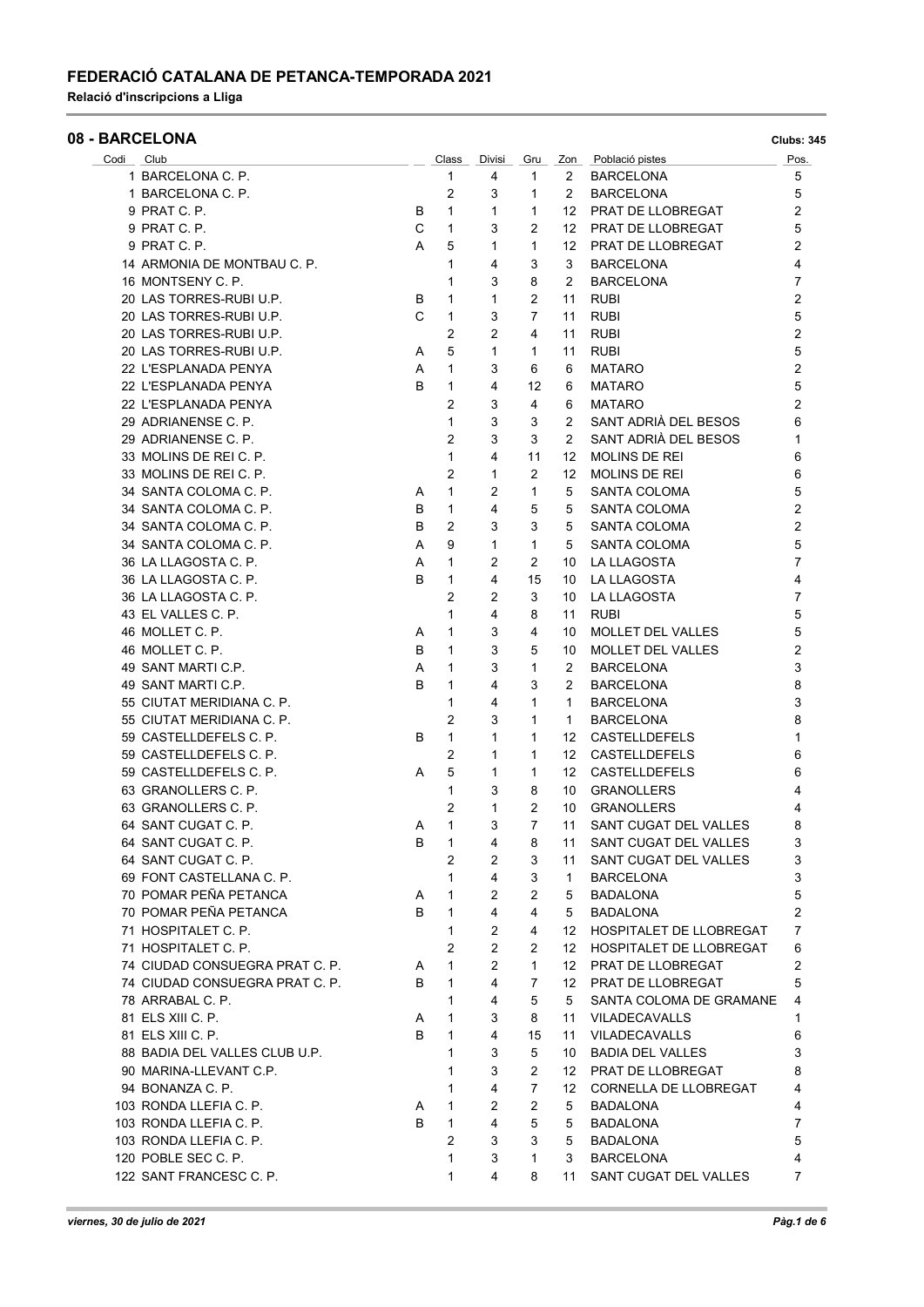# FEDERACIÓ CATALANA DE PETANCA-TEMPORADA 2021

**Relació d'inscripcions a Lliga**

## 08 - BARCELONA

**Clubs: 345**

| Codi | Club | | Class | Divisi | Gru | Zon | Població pistes | Pos. |
|---|---|---|---|---|---|---|---|---|
| 1 | BARCELONA C. P. | | 1 | 4 | 1 | 2 | BARCELONA | 5 |
| 1 | BARCELONA C. P. | | 2 | 3 | 1 | 2 | BARCELONA | 5 |
| 9 | PRAT C. P. | B | 1 | 1 | 1 | 12 | PRAT DE LLOBREGAT | 2 |
| 9 | PRAT C. P. | C | 1 | 3 | 2 | 12 | PRAT DE LLOBREGAT | 5 |
| 9 | PRAT C. P. | A | 5 | 1 | 1 | 12 | PRAT DE LLOBREGAT | 2 |
| 14 | ARMONIA DE MONTBAU C. P. | | 1 | 4 | 3 | 3 | BARCELONA | 4 |
| 16 | MONTSENY C. P. | | 1 | 3 | 8 | 2 | BARCELONA | 7 |
| 20 | LAS TORRES-RUBI U.P. | B | 1 | 1 | 2 | 11 | RUBI | 2 |
| 20 | LAS TORRES-RUBI U.P. | C | 1 | 3 | 7 | 11 | RUBI | 5 |
| 20 | LAS TORRES-RUBI U.P. | | 2 | 2 | 4 | 11 | RUBI | 2 |
| 20 | LAS TORRES-RUBI U.P. | A | 5 | 1 | 1 | 11 | RUBI | 5 |
| 22 | L'ESPLANADA PENYA | A | 1 | 3 | 6 | 6 | MATARO | 2 |
| 22 | L'ESPLANADA PENYA | B | 1 | 4 | 12 | 6 | MATARO | 5 |
| 22 | L'ESPLANADA PENYA | | 2 | 3 | 4 | 6 | MATARO | 2 |
| 29 | ADRIANENSE C. P. | | 1 | 3 | 3 | 2 | SANT ADRIÀ DEL BESOS | 6 |
| 29 | ADRIANENSE C. P. | | 2 | 3 | 3 | 2 | SANT ADRIÀ DEL BESOS | 1 |
| 33 | MOLINS DE REI C. P. | | 1 | 4 | 11 | 12 | MOLINS DE REI | 6 |
| 33 | MOLINS DE REI C. P. | | 2 | 1 | 2 | 12 | MOLINS DE REI | 6 |
| 34 | SANTA COLOMA C. P. | A | 1 | 2 | 1 | 5 | SANTA COLOMA | 5 |
| 34 | SANTA COLOMA C. P. | B | 1 | 4 | 5 | 5 | SANTA COLOMA | 2 |
| 34 | SANTA COLOMA C. P. | B | 2 | 3 | 3 | 5 | SANTA COLOMA | 2 |
| 34 | SANTA COLOMA C. P. | A | 9 | 1 | 1 | 5 | SANTA COLOMA | 5 |
| 36 | LA LLAGOSTA C. P. | A | 1 | 2 | 2 | 10 | LA LLAGOSTA | 7 |
| 36 | LA LLAGOSTA C. P. | B | 1 | 4 | 15 | 10 | LA LLAGOSTA | 4 |
| 36 | LA LLAGOSTA C. P. | | 2 | 2 | 3 | 10 | LA LLAGOSTA | 7 |
| 43 | EL VALLES C. P. | | 1 | 4 | 8 | 11 | RUBI | 5 |
| 46 | MOLLET C. P. | A | 1 | 3 | 4 | 10 | MOLLET DEL VALLES | 5 |
| 46 | MOLLET C. P. | B | 1 | 3 | 5 | 10 | MOLLET DEL VALLES | 2 |
| 49 | SANT MARTI C.P. | A | 1 | 3 | 1 | 2 | BARCELONA | 3 |
| 49 | SANT MARTI C.P. | B | 1 | 4 | 3 | 2 | BARCELONA | 8 |
| 55 | CIUTAT MERIDIANA C. P. | | 1 | 4 | 1 | 1 | BARCELONA | 3 |
| 55 | CIUTAT MERIDIANA C. P. | | 2 | 3 | 1 | 1 | BARCELONA | 8 |
| 59 | CASTELLDEFELS C. P. | B | 1 | 1 | 1 | 12 | CASTELLDEFELS | 1 |
| 59 | CASTELLDEFELS C. P. | | 2 | 1 | 1 | 12 | CASTELLDEFELS | 6 |
| 59 | CASTELLDEFELS C. P. | A | 5 | 1 | 1 | 12 | CASTELLDEFELS | 6 |
| 63 | GRANOLLERS C. P. | | 1 | 3 | 8 | 10 | GRANOLLERS | 4 |
| 63 | GRANOLLERS C. P. | | 2 | 1 | 2 | 10 | GRANOLLERS | 4 |
| 64 | SANT CUGAT C. P. | A | 1 | 3 | 7 | 11 | SANT CUGAT DEL VALLES | 8 |
| 64 | SANT CUGAT C. P. | B | 1 | 4 | 8 | 11 | SANT CUGAT DEL VALLES | 3 |
| 64 | SANT CUGAT C. P. | | 2 | 2 | 3 | 11 | SANT CUGAT DEL VALLES | 3 |
| 69 | FONT CASTELLANA C. P. | | 1 | 4 | 3 | 1 | BARCELONA | 3 |
| 70 | POMAR PEÑA PETANCA | A | 1 | 2 | 2 | 5 | BADALONA | 5 |
| 70 | POMAR PEÑA PETANCA | B | 1 | 4 | 4 | 5 | BADALONA | 2 |
| 71 | HOSPITALET C. P. | | 1 | 2 | 4 | 12 | HOSPITALET DE LLOBREGAT | 7 |
| 71 | HOSPITALET C. P. | | 2 | 2 | 2 | 12 | HOSPITALET DE LLOBREGAT | 6 |
| 74 | CIUDAD CONSUEGRA PRAT C. P. | A | 1 | 2 | 1 | 12 | PRAT DE LLOBREGAT | 2 |
| 74 | CIUDAD CONSUEGRA PRAT C. P. | B | 1 | 4 | 7 | 12 | PRAT DE LLOBREGAT | 5 |
| 78 | ARRABAL C. P. | | 1 | 4 | 5 | 5 | SANTA COLOMA DE GRAMANE | 4 |
| 81 | ELS XIII C. P. | A | 1 | 3 | 8 | 11 | VILADECAVALLS | 1 |
| 81 | ELS XIII C. P. | B | 1 | 4 | 15 | 11 | VILADECAVALLS | 6 |
| 88 | BADIA DEL VALLES CLUB U.P. | | 1 | 3 | 5 | 10 | BADIA DEL VALLES | 3 |
| 90 | MARINA-LLEVANT C.P. | | 1 | 3 | 2 | 12 | PRAT DE LLOBREGAT | 8 |
| 94 | BONANZA C. P. | | 1 | 4 | 7 | 12 | CORNELLA DE LLOBREGAT | 4 |
| 103 | RONDA LLEFIA C. P. | A | 1 | 2 | 2 | 5 | BADALONA | 4 |
| 103 | RONDA LLEFIA C. P. | B | 1 | 4 | 5 | 5 | BADALONA | 7 |
| 103 | RONDA LLEFIA C. P. | | 2 | 3 | 3 | 5 | BADALONA | 5 |
| 120 | POBLE SEC C. P. | | 1 | 3 | 1 | 3 | BARCELONA | 4 |
| 122 | SANT FRANCESC C. P. | | 1 | 4 | 8 | 11 | SANT CUGAT DEL VALLES | 7 |

*viernes, 30 de julio de 2021*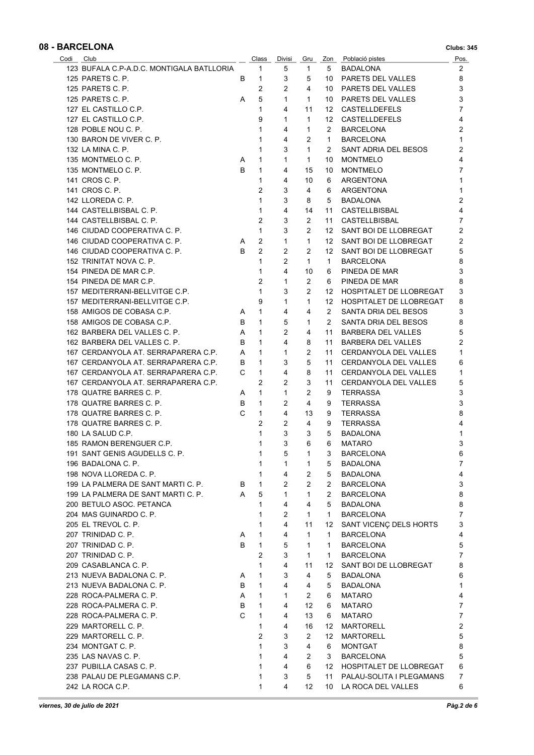## 08 - BARCELONA

**Clubs: 345**

| Codi | Club | | Class | Divisi | Gru | Zon | Població pistes | Pos. |
|---|---|---|---|---|---|---|---|---|
| 123 | BUFALA C.P-A.D.C. MONTIGALA BATLLORIA | | 1 | 5 | 1 | 5 | BADALONA | 2 |
| 125 | PARETS C. P. | B | 1 | 3 | 5 | 10 | PARETS DEL VALLES | 8 |
| 125 | PARETS C. P. | | 2 | 2 | 4 | 10 | PARETS DEL VALLES | 3 |
| 125 | PARETS C. P. | A | 5 | 1 | 1 | 10 | PARETS DEL VALLES | 3 |
| 127 | EL CASTILLO C.P. | | 1 | 4 | 11 | 12 | CASTELLDEFELS | 7 |
| 127 | EL CASTILLO C.P. | | 9 | 1 | 1 | 12 | CASTELLDEFELS | 4 |
| 128 | POBLE NOU C. P. | | 1 | 4 | 1 | 2 | BARCELONA | 2 |
| 130 | BARON DE VIVER C. P. | | 1 | 4 | 2 | 1 | BARCELONA | 1 |
| 132 | LA MINA C. P. | | 1 | 3 | 1 | 2 | SANT ADRIA DEL BESOS | 2 |
| 135 | MONTMELO C. P. | A | 1 | 1 | 1 | 10 | MONTMELO | 4 |
| 135 | MONTMELO C. P. | B | 1 | 4 | 15 | 10 | MONTMELO | 7 |
| 141 | CROS C. P. | | 1 | 4 | 10 | 6 | ARGENTONA | 1 |
| 141 | CROS C. P. | | 2 | 3 | 4 | 6 | ARGENTONA | 1 |
| 142 | LLOREDA C. P. | | 1 | 3 | 8 | 5 | BADALONA | 2 |
| 144 | CASTELLBISBAL C. P. | | 1 | 4 | 14 | 11 | CASTELLBISBAL | 4 |
| 144 | CASTELLBISBAL C. P. | | 2 | 3 | 2 | 11 | CASTELLBISBAL | 7 |
| 146 | CIUDAD COOPERATIVA C. P. | | 1 | 3 | 2 | 12 | SANT BOI DE LLOBREGAT | 2 |
| 146 | CIUDAD COOPERATIVA C. P. | A | 2 | 1 | 1 | 12 | SANT BOI DE LLOBREGAT | 2 |
| 146 | CIUDAD COOPERATIVA C. P. | B | 2 | 2 | 2 | 12 | SANT BOI DE LLOBREGAT | 5 |
| 152 | TRINITAT NOVA C. P. | | 1 | 2 | 1 | 1 | BARCELONA | 8 |
| 154 | PINEDA DE MAR C.P. | | 1 | 4 | 10 | 6 | PINEDA DE MAR | 3 |
| 154 | PINEDA DE MAR C.P. | | 2 | 1 | 2 | 6 | PINEDA DE MAR | 8 |
| 157 | MEDITERRANI-BELLVITGE C.P. | | 1 | 3 | 2 | 12 | HOSPITALET DE LLOBREGAT | 3 |
| 157 | MEDITERRANI-BELLVITGE C.P. | | 9 | 1 | 1 | 12 | HOSPITALET DE LLOBREGAT | 8 |
| 158 | AMIGOS DE COBASA C.P. | A | 1 | 4 | 4 | 2 | SANTA DRIA DEL BESOS | 3 |
| 158 | AMIGOS DE COBASA C.P. | B | 1 | 5 | 1 | 2 | SANTA DRIA DEL BESOS | 8 |
| 162 | BARBERA DEL VALLES C. P. | A | 1 | 2 | 4 | 11 | BARBERA DEL VALLES | 5 |
| 162 | BARBERA DEL VALLES C. P. | B | 1 | 4 | 8 | 11 | BARBERA DEL VALLES | 2 |
| 167 | CERDANYOLA AT. SERRAPARERA C.P. | A | 1 | 1 | 2 | 11 | CERDANYOLA DEL VALLES | 1 |
| 167 | CERDANYOLA AT. SERRAPARERA C.P. | B | 1 | 3 | 5 | 11 | CERDANYOLA DEL VALLES | 6 |
| 167 | CERDANYOLA AT. SERRAPARERA C.P. | C | 1 | 4 | 8 | 11 | CERDANYOLA DEL VALLES | 1 |
| 167 | CERDANYOLA AT. SERRAPARERA C.P. | | 2 | 2 | 3 | 11 | CERDANYOLA DEL VALLES | 5 |
| 178 | QUATRE BARRES C. P. | A | 1 | 1 | 2 | 9 | TERRASSA | 3 |
| 178 | QUATRE BARRES C. P. | B | 1 | 2 | 4 | 9 | TERRASSA | 3 |
| 178 | QUATRE BARRES C. P. | C | 1 | 4 | 13 | 9 | TERRASSA | 8 |
| 178 | QUATRE BARRES C. P. | | 2 | 2 | 4 | 9 | TERRASSA | 4 |
| 180 | LA SALUD C.P. | | 1 | 3 | 3 | 5 | BADALONA | 1 |
| 185 | RAMON BERENGUER C.P. | | 1 | 3 | 6 | 6 | MATARO | 3 |
| 191 | SANT GENIS AGUDELLS C. P. | | 1 | 5 | 1 | 3 | BARCELONA | 6 |
| 196 | BADALONA C. P. | | 1 | 1 | 1 | 5 | BADALONA | 7 |
| 198 | NOVA LLOREDA C. P. | | 1 | 4 | 2 | 5 | BADALONA | 4 |
| 199 | LA PALMERA DE SANT MARTI C. P. | B | 1 | 2 | 2 | 2 | BARCELONA | 3 |
| 199 | LA PALMERA DE SANT MARTI C. P. | A | 5 | 1 | 1 | 2 | BARCELONA | 8 |
| 200 | BETULO ASOC. PETANCA | | 1 | 4 | 4 | 5 | BADALONA | 8 |
| 204 | MAS GUINARDO C. P. | | 1 | 2 | 1 | 1 | BARCELONA | 7 |
| 205 | EL TREVOL C. P. | | 1 | 4 | 11 | 12 | SANT VICENÇ DELS HORTS | 3 |
| 207 | TRINIDAD C. P. | A | 1 | 4 | 1 | 1 | BARCELONA | 4 |
| 207 | TRINIDAD C. P. | B | 1 | 5 | 1 | 1 | BARCELONA | 5 |
| 207 | TRINIDAD C. P. | | 2 | 3 | 1 | 1 | BARCELONA | 7 |
| 209 | CASABLANCA C. P. | | 1 | 4 | 11 | 12 | SANT BOI DE LLOBREGAT | 8 |
| 213 | NUEVA BADALONA C. P. | A | 1 | 3 | 4 | 5 | BADALONA | 6 |
| 213 | NUEVA BADALONA C. P. | B | 1 | 4 | 4 | 5 | BADALONA | 1 |
| 228 | ROCA-PALMERA C. P. | A | 1 | 1 | 2 | 6 | MATARO | 4 |
| 228 | ROCA-PALMERA C. P. | B | 1 | 4 | 12 | 6 | MATARO | 7 |
| 228 | ROCA-PALMERA C. P. | C | 1 | 4 | 13 | 6 | MATARO | 7 |
| 229 | MARTORELL C. P. | | 1 | 4 | 16 | 12 | MARTORELL | 2 |
| 229 | MARTORELL C. P. | | 2 | 3 | 2 | 12 | MARTORELL | 5 |
| 234 | MONTGAT C. P. | | 1 | 3 | 4 | 6 | MONTGAT | 8 |
| 235 | LAS NAVAS C. P. | | 1 | 4 | 2 | 3 | BARCELONA | 5 |
| 237 | PUBILLA CASAS C. P. | | 1 | 4 | 6 | 12 | HOSPITALET DE LLOBREGAT | 6 |
| 238 | PALAU DE PLEGAMANS C.P. | | 1 | 3 | 5 | 11 | PALAU-SOLITA I PLEGAMANS | 7 |
| 242 | LA ROCA C.P. | | 1 | 4 | 12 | 10 | LA ROCA DEL VALLES | 6 |

*viernes, 30 de julio de 2021*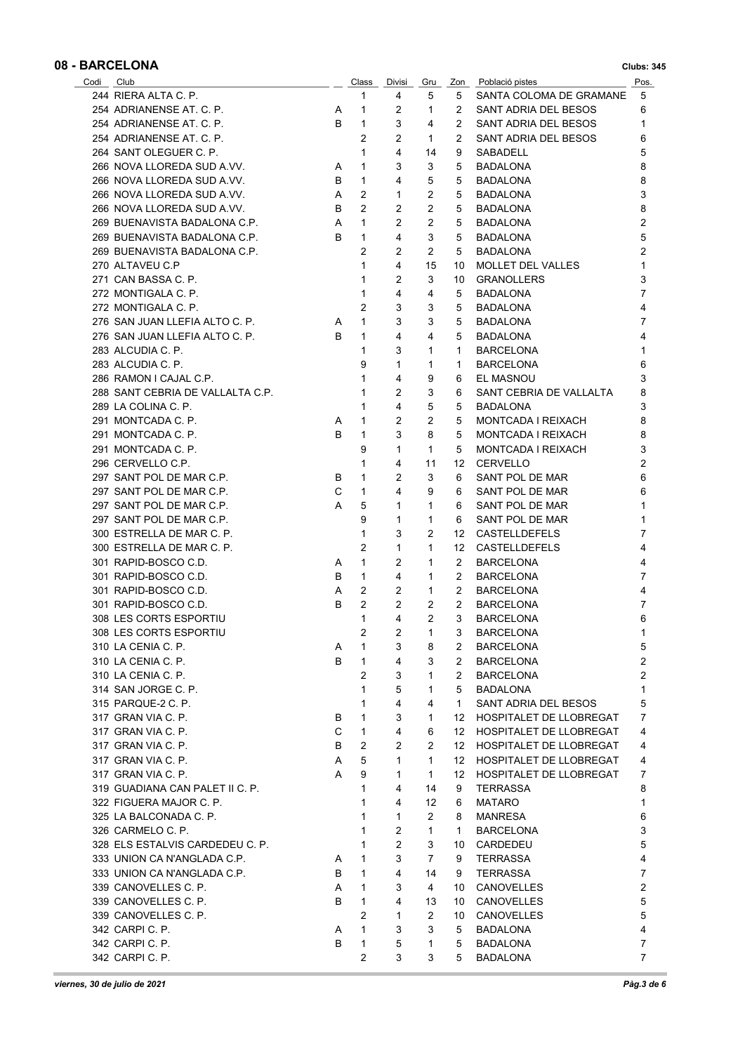## 08 - BARCELONA

**Clubs: 345**

| Codi | Club | | Class | Divisi | Gru | Zon | Població pistes | Pos. |
|---|---|---|---|---|---|---|---|---|
| 244 | RIERA ALTA C. P. | | 1 | 4 | 5 | 5 | SANTA COLOMA DE GRAMANE | 5 |
| 254 | ADRIANENSE AT. C. P. | A | 1 | 2 | 1 | 2 | SANT ADRIA DEL BESOS | 6 |
| 254 | ADRIANENSE AT. C. P. | B | 1 | 3 | 4 | 2 | SANT ADRIA DEL BESOS | 1 |
| 254 | ADRIANENSE AT. C. P. | | 2 | 2 | 1 | 2 | SANT ADRIA DEL BESOS | 6 |
| 264 | SANT OLEGUER C. P. | | 1 | 4 | 14 | 9 | SABADELL | 5 |
| 266 | NOVA LLOREDA SUD A.VV. | A | 1 | 3 | 3 | 5 | BADALONA | 8 |
| 266 | NOVA LLOREDA SUD A.VV. | B | 1 | 4 | 5 | 5 | BADALONA | 8 |
| 266 | NOVA LLOREDA SUD A.VV. | A | 2 | 1 | 2 | 5 | BADALONA | 3 |
| 266 | NOVA LLOREDA SUD A.VV. | B | 2 | 2 | 2 | 5 | BADALONA | 8 |
| 269 | BUENAVISTA BADALONA C.P. | A | 1 | 2 | 2 | 5 | BADALONA | 2 |
| 269 | BUENAVISTA BADALONA C.P. | B | 1 | 4 | 3 | 5 | BADALONA | 5 |
| 269 | BUENAVISTA BADALONA C.P. | | 2 | 2 | 2 | 5 | BADALONA | 2 |
| 270 | ALTAVEU C.P | | 1 | 4 | 15 | 10 | MOLLET DEL VALLES | 1 |
| 271 | CAN BASSA C. P. | | 1 | 2 | 3 | 10 | GRANOLLERS | 3 |
| 272 | MONTIGALA C. P. | | 1 | 4 | 4 | 5 | BADALONA | 7 |
| 272 | MONTIGALA C. P. | | 2 | 3 | 3 | 5 | BADALONA | 4 |
| 276 | SAN JUAN LLEFIA ALTO C. P. | A | 1 | 3 | 3 | 5 | BADALONA | 7 |
| 276 | SAN JUAN LLEFIA ALTO C. P. | B | 1 | 4 | 4 | 5 | BADALONA | 4 |
| 283 | ALCUDIA C. P. | | 1 | 3 | 1 | 1 | BARCELONA | 1 |
| 283 | ALCUDIA C. P. | | 9 | 1 | 1 | 1 | BARCELONA | 6 |
| 286 | RAMON I CAJAL C.P. | | 1 | 4 | 9 | 6 | EL MASNOU | 3 |
| 288 | SANT CEBRIA DE VALLALTA C.P. | | 1 | 2 | 3 | 6 | SANT CEBRIA DE VALLALTA | 8 |
| 289 | LA COLINA C. P. | | 1 | 4 | 5 | 5 | BADALONA | 3 |
| 291 | MONTCADA C. P. | A | 1 | 2 | 2 | 5 | MONTCADA I REIXACH | 8 |
| 291 | MONTCADA C. P. | B | 1 | 3 | 8 | 5 | MONTCADA I REIXACH | 8 |
| 291 | MONTCADA C. P. | | 9 | 1 | 1 | 5 | MONTCADA I REIXACH | 3 |
| 296 | CERVELLO C.P. | | 1 | 4 | 11 | 12 | CERVELLO | 2 |
| 297 | SANT POL DE MAR C.P. | B | 1 | 2 | 3 | 6 | SANT POL DE MAR | 6 |
| 297 | SANT POL DE MAR C.P. | C | 1 | 4 | 9 | 6 | SANT POL DE MAR | 6 |
| 297 | SANT POL DE MAR C.P. | A | 5 | 1 | 1 | 6 | SANT POL DE MAR | 1 |
| 297 | SANT POL DE MAR C.P. | | 9 | 1 | 1 | 6 | SANT POL DE MAR | 1 |
| 300 | ESTRELLA DE MAR C. P. | | 1 | 3 | 2 | 12 | CASTELLDEFELS | 7 |
| 300 | ESTRELLA DE MAR C. P. | | 2 | 1 | 1 | 12 | CASTELLDEFELS | 4 |
| 301 | RAPID-BOSCO C.D. | A | 1 | 2 | 1 | 2 | BARCELONA | 4 |
| 301 | RAPID-BOSCO C.D. | B | 1 | 4 | 1 | 2 | BARCELONA | 7 |
| 301 | RAPID-BOSCO C.D. | A | 2 | 2 | 1 | 2 | BARCELONA | 4 |
| 301 | RAPID-BOSCO C.D. | B | 2 | 2 | 2 | 2 | BARCELONA | 7 |
| 308 | LES CORTS ESPORTIU | | 1 | 4 | 2 | 3 | BARCELONA | 6 |
| 308 | LES CORTS ESPORTIU | | 2 | 2 | 1 | 3 | BARCELONA | 1 |
| 310 | LA CENIA C. P. | A | 1 | 3 | 8 | 2 | BARCELONA | 5 |
| 310 | LA CENIA C. P. | B | 1 | 4 | 3 | 2 | BARCELONA | 2 |
| 310 | LA CENIA C. P. | | 2 | 3 | 1 | 2 | BARCELONA | 2 |
| 314 | SAN JORGE C. P. | | 1 | 5 | 1 | 5 | BADALONA | 1 |
| 315 | PARQUE-2 C. P. | | 1 | 4 | 4 | 1 | SANT ADRIA DEL BESOS | 5 |
| 317 | GRAN VIA C. P. | B | 1 | 3 | 1 | 12 | HOSPITALET DE LLOBREGAT | 7 |
| 317 | GRAN VIA C. P. | C | 1 | 4 | 6 | 12 | HOSPITALET DE LLOBREGAT | 4 |
| 317 | GRAN VIA C. P. | B | 2 | 2 | 2 | 12 | HOSPITALET DE LLOBREGAT | 4 |
| 317 | GRAN VIA C. P. | A | 5 | 1 | 1 | 12 | HOSPITALET DE LLOBREGAT | 4 |
| 317 | GRAN VIA C. P. | A | 9 | 1 | 1 | 12 | HOSPITALET DE LLOBREGAT | 7 |
| 319 | GUADIANA CAN PALET II C. P. | | 1 | 4 | 14 | 9 | TERRASSA | 8 |
| 322 | FIGUERA MAJOR C. P. | | 1 | 4 | 12 | 6 | MATARO | 1 |
| 325 | LA BALCONADA C. P. | | 1 | 1 | 2 | 8 | MANRESA | 6 |
| 326 | CARMELO C. P. | | 1 | 2 | 1 | 1 | BARCELONA | 3 |
| 328 | ELS ESTALVIS CARDEDEU C. P. | | 1 | 2 | 3 | 10 | CARDEDEU | 5 |
| 333 | UNION CA N'ANGLADA C.P. | A | 1 | 3 | 7 | 9 | TERRASSA | 4 |
| 333 | UNION CA N'ANGLADA C.P. | B | 1 | 4 | 14 | 9 | TERRASSA | 7 |
| 339 | CANOVELLES C. P. | A | 1 | 3 | 4 | 10 | CANOVELLES | 2 |
| 339 | CANOVELLES C. P. | B | 1 | 4 | 13 | 10 | CANOVELLES | 5 |
| 339 | CANOVELLES C. P. | | 2 | 1 | 2 | 10 | CANOVELLES | 5 |
| 342 | CARPI C. P. | A | 1 | 3 | 3 | 5 | BADALONA | 4 |
| 342 | CARPI C. P. | B | 1 | 5 | 1 | 5 | BADALONA | 7 |
| 342 | CARPI C. P. | | 2 | 3 | 3 | 5 | BADALONA | 7 |

*viernes, 30 de julio de 2021*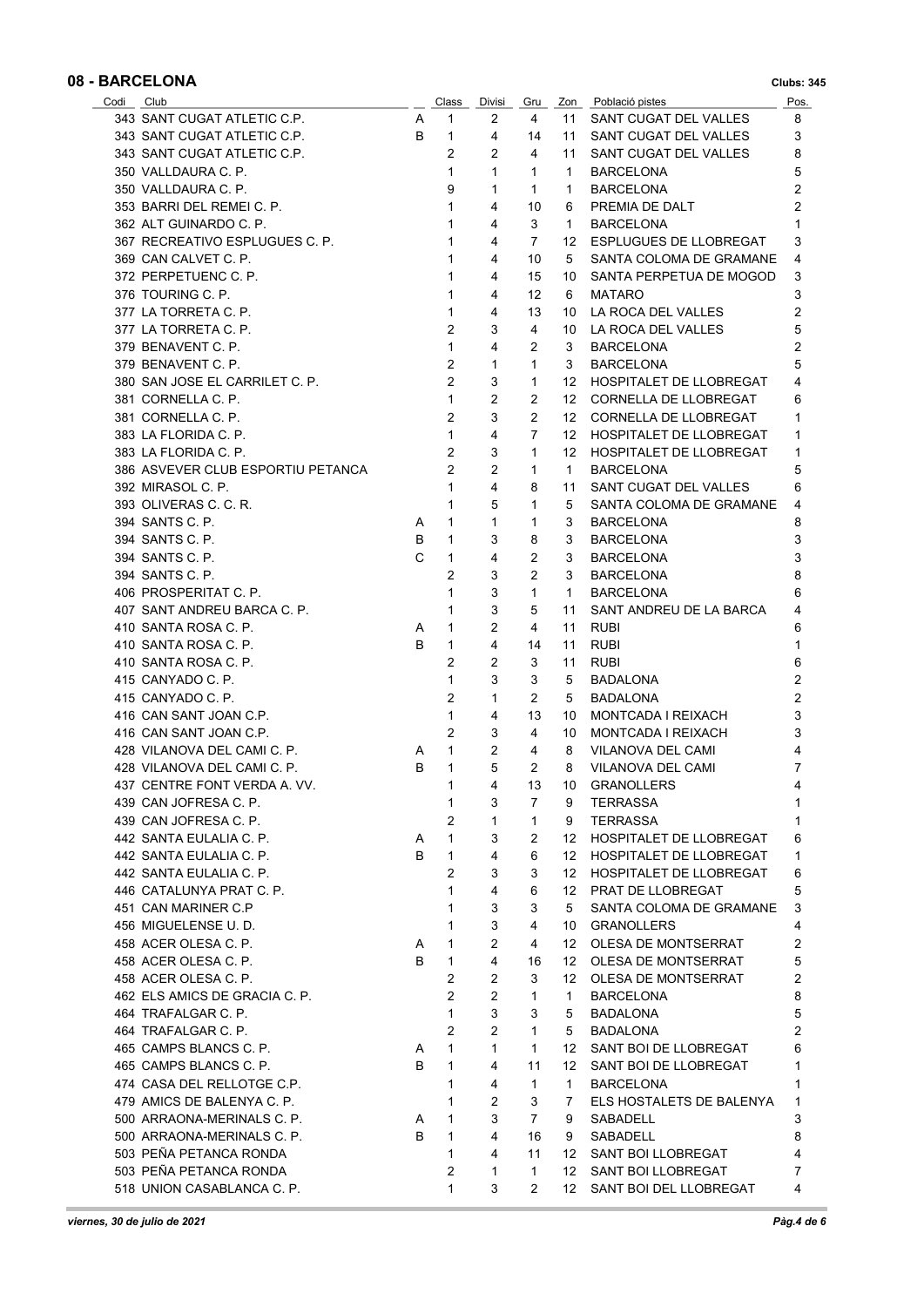## 08 - BARCELONA

**Clubs: 345**

| Codi | Club | | Class | Divisi | Gru | Zon | Població pistes | Pos. |
|---|---|---|---|---|---|---|---|---|
| 343 | SANT CUGAT ATLETIC C.P. | A | 1 | 2 | 4 | 11 | SANT CUGAT DEL VALLES | 8 |
| 343 | SANT CUGAT ATLETIC C.P. | B | 1 | 4 | 14 | 11 | SANT CUGAT DEL VALLES | 3 |
| 343 | SANT CUGAT ATLETIC C.P. | | 2 | 2 | 4 | 11 | SANT CUGAT DEL VALLES | 8 |
| 350 | VALLDAURA C. P. | | 1 | 1 | 1 | 1 | BARCELONA | 5 |
| 350 | VALLDAURA C. P. | | 9 | 1 | 1 | 1 | BARCELONA | 2 |
| 353 | BARRI DEL REMEI C. P. | | 1 | 4 | 10 | 6 | PREMIA DE DALT | 2 |
| 362 | ALT GUINARDO C. P. | | 1 | 4 | 3 | 1 | BARCELONA | 1 |
| 367 | RECREATIVO ESPLUGUES C. P. | | 1 | 4 | 7 | 12 | ESPLUGUES DE LLOBREGAT | 3 |
| 369 | CAN CALVET C. P. | | 1 | 4 | 10 | 5 | SANTA COLOMA DE GRAMANE | 4 |
| 372 | PERPETUENC C. P. | | 1 | 4 | 15 | 10 | SANTA PERPETUA DE MOGOD | 3 |
| 376 | TOURING C. P. | | 1 | 4 | 12 | 6 | MATARO | 3 |
| 377 | LA TORRETA C. P. | | 1 | 4 | 13 | 10 | LA ROCA DEL VALLES | 2 |
| 377 | LA TORRETA C. P. | | 2 | 3 | 4 | 10 | LA ROCA DEL VALLES | 5 |
| 379 | BENAVENT C. P. | | 1 | 4 | 2 | 3 | BARCELONA | 2 |
| 379 | BENAVENT C. P. | | 2 | 1 | 1 | 3 | BARCELONA | 5 |
| 380 | SAN JOSE EL CARRILET C. P. | | 2 | 3 | 1 | 12 | HOSPITALET DE LLOBREGAT | 4 |
| 381 | CORNELLA C. P. | | 1 | 2 | 2 | 12 | CORNELLA DE LLOBREGAT | 6 |
| 381 | CORNELLA C. P. | | 2 | 3 | 2 | 12 | CORNELLA DE LLOBREGAT | 1 |
| 383 | LA FLORIDA C. P. | | 1 | 4 | 7 | 12 | HOSPITALET DE LLOBREGAT | 1 |
| 383 | LA FLORIDA C. P. | | 2 | 3 | 1 | 12 | HOSPITALET DE LLOBREGAT | 1 |
| 386 | ASVEVER CLUB ESPORTIU PETANCA | | 2 | 2 | 1 | 1 | BARCELONA | 5 |
| 392 | MIRASOL C. P. | | 1 | 4 | 8 | 11 | SANT CUGAT DEL VALLES | 6 |
| 393 | OLIVERAS C. C. R. | | 1 | 5 | 1 | 5 | SANTA COLOMA DE GRAMANE | 4 |
| 394 | SANTS C. P. | A | 1 | 1 | 1 | 3 | BARCELONA | 8 |
| 394 | SANTS C. P. | B | 1 | 3 | 8 | 3 | BARCELONA | 3 |
| 394 | SANTS C. P. | C | 1 | 4 | 2 | 3 | BARCELONA | 3 |
| 394 | SANTS C. P. | | 2 | 3 | 2 | 3 | BARCELONA | 8 |
| 406 | PROSPERITAT C. P. | | 1 | 3 | 1 | 1 | BARCELONA | 6 |
| 407 | SANT ANDREU BARCA C. P. | | 1 | 3 | 5 | 11 | SANT ANDREU DE LA BARCA | 4 |
| 410 | SANTA ROSA C. P. | A | 1 | 2 | 4 | 11 | RUBI | 6 |
| 410 | SANTA ROSA C. P. | B | 1 | 4 | 14 | 11 | RUBI | 1 |
| 410 | SANTA ROSA C. P. | | 2 | 2 | 3 | 11 | RUBI | 6 |
| 415 | CANYADO C. P. | | 1 | 3 | 3 | 5 | BADALONA | 2 |
| 415 | CANYADO C. P. | | 2 | 1 | 2 | 5 | BADALONA | 2 |
| 416 | CAN SANT JOAN C.P. | | 1 | 4 | 13 | 10 | MONTCADA I REIXACH | 3 |
| 416 | CAN SANT JOAN C.P. | | 2 | 3 | 4 | 10 | MONTCADA I REIXACH | 3 |
| 428 | VILANOVA DEL CAMI C. P. | A | 1 | 2 | 4 | 8 | VILANOVA DEL CAMI | 4 |
| 428 | VILANOVA DEL CAMI C. P. | B | 1 | 5 | 2 | 8 | VILANOVA DEL CAMI | 7 |
| 437 | CENTRE FONT VERDA A. VV. | | 1 | 4 | 13 | 10 | GRANOLLERS | 4 |
| 439 | CAN JOFRESA C. P. | | 1 | 3 | 7 | 9 | TERRASSA | 1 |
| 439 | CAN JOFRESA C. P. | | 2 | 1 | 1 | 9 | TERRASSA | 1 |
| 442 | SANTA EULALIA C. P. | A | 1 | 3 | 2 | 12 | HOSPITALET DE LLOBREGAT | 6 |
| 442 | SANTA EULALIA C. P. | B | 1 | 4 | 6 | 12 | HOSPITALET DE LLOBREGAT | 1 |
| 442 | SANTA EULALIA C. P. | | 2 | 3 | 3 | 12 | HOSPITALET DE LLOBREGAT | 6 |
| 446 | CATALUNYA PRAT C. P. | | 1 | 4 | 6 | 12 | PRAT DE LLOBREGAT | 5 |
| 451 | CAN MARINER C.P | | 1 | 3 | 3 | 5 | SANTA COLOMA DE GRAMANE | 3 |
| 456 | MIGUELENSE U. D. | | 1 | 3 | 4 | 10 | GRANOLLERS | 4 |
| 458 | ACER OLESA C. P. | A | 1 | 2 | 4 | 12 | OLESA DE MONTSERRAT | 2 |
| 458 | ACER OLESA C. P. | B | 1 | 4 | 16 | 12 | OLESA DE MONTSERRAT | 5 |
| 458 | ACER OLESA C. P. | | 2 | 2 | 3 | 12 | OLESA DE MONTSERRAT | 2 |
| 462 | ELS AMICS DE GRACIA C. P. | | 2 | 2 | 1 | 1 | BARCELONA | 8 |
| 464 | TRAFALGAR C. P. | | 1 | 3 | 3 | 5 | BADALONA | 5 |
| 464 | TRAFALGAR C. P. | | 2 | 2 | 1 | 5 | BADALONA | 2 |
| 465 | CAMPS BLANCS C. P. | A | 1 | 1 | 1 | 12 | SANT BOI DE LLOBREGAT | 6 |
| 465 | CAMPS BLANCS C. P. | B | 1 | 4 | 11 | 12 | SANT BOI DE LLOBREGAT | 1 |
| 474 | CASA DEL RELLOTGE C.P. | | 1 | 4 | 1 | 1 | BARCELONA | 1 |
| 479 | AMICS DE BALENYA C. P. | | 1 | 2 | 3 | 7 | ELS HOSTALETS DE BALENYA | 1 |
| 500 | ARRAONA-MERINALS C. P. | A | 1 | 3 | 7 | 9 | SABADELL | 3 |
| 500 | ARRAONA-MERINALS C. P. | B | 1 | 4 | 16 | 9 | SABADELL | 8 |
| 503 | PEÑA PETANCA RONDA | | 1 | 4 | 11 | 12 | SANT BOI LLOBREGAT | 4 |
| 503 | PEÑA PETANCA RONDA | | 2 | 1 | 1 | 12 | SANT BOI LLOBREGAT | 7 |
| 518 | UNION CASABLANCA C. P. | | 1 | 3 | 2 | 12 | SANT BOI DEL LLOBREGAT | 4 |

*viernes, 30 de julio de 2021*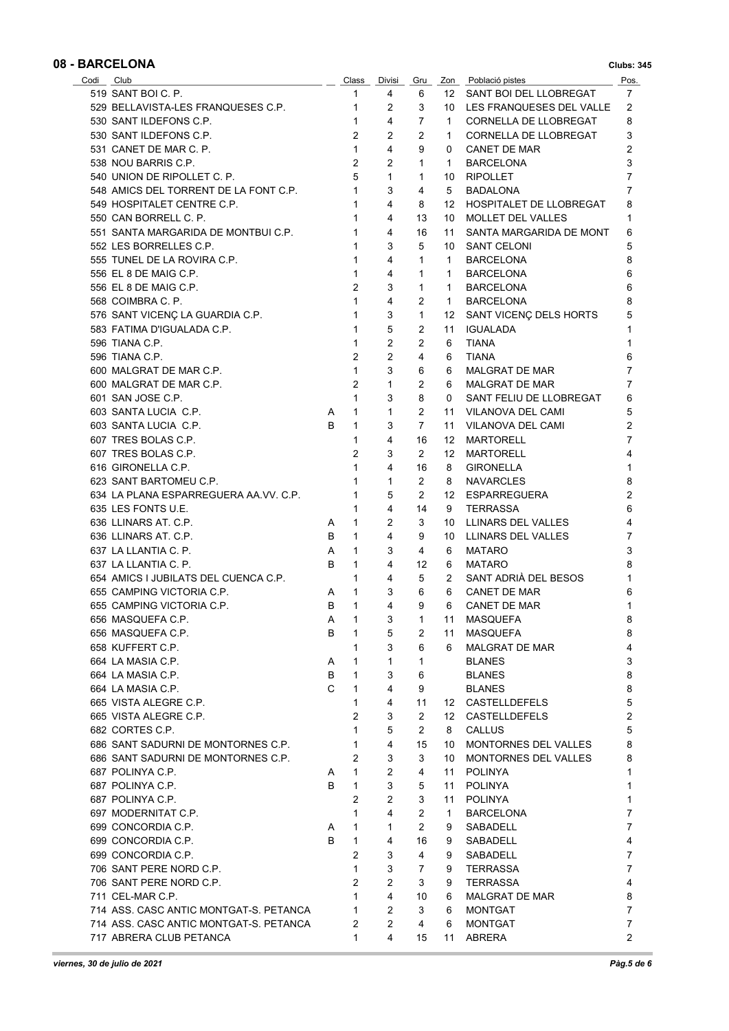## 08 - BARCELONA

**Clubs: 345**

| Codi | Club | | Class | Divisi | Gru | Zon | Població pistes | Pos. |
|---|---|---|---|---|---|---|---|---|
| 519 | SANT BOI C. P. | | 1 | 4 | 6 | 12 | SANT BOI DEL LLOBREGAT | 7 |
| 529 | BELLAVISTA-LES FRANQUESES C.P. | | 1 | 2 | 3 | 10 | LES FRANQUESES DEL VALLE | 2 |
| 530 | SANT ILDEFONS C.P. | | 1 | 4 | 7 | 1 | CORNELLA DE LLOBREGAT | 8 |
| 530 | SANT ILDEFONS C.P. | | 2 | 2 | 2 | 1 | CORNELLA DE LLOBREGAT | 3 |
| 531 | CANET DE MAR C. P. | | 1 | 4 | 9 | 0 | CANET DE MAR | 2 |
| 538 | NOU BARRIS C.P. | | 2 | 2 | 1 | 1 | BARCELONA | 3 |
| 540 | UNION DE RIPOLLET C. P. | | 5 | 1 | 1 | 10 | RIPOLLET | 7 |
| 548 | AMICS DEL TORRENT DE LA FONT C.P. | | 1 | 3 | 4 | 5 | BADALONA | 7 |
| 549 | HOSPITALET CENTRE C.P. | | 1 | 4 | 8 | 12 | HOSPITALET DE LLOBREGAT | 8 |
| 550 | CAN BORRELL C. P. | | 1 | 4 | 13 | 10 | MOLLET DEL VALLES | 1 |
| 551 | SANTA MARGARIDA DE MONTBUI C.P. | | 1 | 4 | 16 | 11 | SANTA MARGARIDA DE MONT | 6 |
| 552 | LES BORRELLES C.P. | | 1 | 3 | 5 | 10 | SANT CELONI | 5 |
| 555 | TUNEL DE LA ROVIRA C.P. | | 1 | 4 | 1 | 1 | BARCELONA | 8 |
| 556 | EL 8 DE MAIG C.P. | | 1 | 4 | 1 | 1 | BARCELONA | 6 |
| 556 | EL 8 DE MAIG C.P. | | 2 | 3 | 1 | 1 | BARCELONA | 6 |
| 568 | COIMBRA C. P. | | 1 | 4 | 2 | 1 | BARCELONA | 8 |
| 576 | SANT VICENÇ LA GUARDIA C.P. | | 1 | 3 | 1 | 12 | SANT VICENÇ DELS HORTS | 5 |
| 583 | FATIMA D'IGUALADA C.P. | | 1 | 5 | 2 | 11 | IGUALADA | 1 |
| 596 | TIANA C.P. | | 1 | 2 | 2 | 6 | TIANA | 1 |
| 596 | TIANA C.P. | | 2 | 2 | 4 | 6 | TIANA | 6 |
| 600 | MALGRAT DE MAR C.P. | | 1 | 3 | 6 | 6 | MALGRAT DE MAR | 7 |
| 600 | MALGRAT DE MAR C.P. | | 2 | 1 | 2 | 6 | MALGRAT DE MAR | 7 |
| 601 | SAN JOSE C.P. | | 1 | 3 | 8 | 0 | SANT FELIU DE LLOBREGAT | 6 |
| 603 | SANTA LUCIA C.P. | A | 1 | 1 | 2 | 11 | VILANOVA DEL CAMI | 5 |
| 603 | SANTA LUCIA C.P. | B | 1 | 3 | 7 | 11 | VILANOVA DEL CAMI | 2 |
| 607 | TRES BOLAS C.P. | | 1 | 4 | 16 | 12 | MARTORELL | 7 |
| 607 | TRES BOLAS C.P. | | 2 | 3 | 2 | 12 | MARTORELL | 4 |
| 616 | GIRONELLA C.P. | | 1 | 4 | 16 | 8 | GIRONELLA | 1 |
| 623 | SANT BARTOMEU C.P. | | 1 | 1 | 2 | 8 | NAVARCLES | 8 |
| 634 | LA PLANA ESPARREGUERA AA.VV. C.P. | | 1 | 5 | 2 | 12 | ESPARREGUERA | 2 |
| 635 | LES FONTS U.E. | | 1 | 4 | 14 | 9 | TERRASSA | 6 |
| 636 | LLINARS AT. C.P. | A | 1 | 2 | 3 | 10 | LLINARS DEL VALLES | 4 |
| 636 | LLINARS AT. C.P. | B | 1 | 4 | 9 | 10 | LLINARS DEL VALLES | 7 |
| 637 | LA LLANTIA C. P. | A | 1 | 3 | 4 | 6 | MATARO | 3 |
| 637 | LA LLANTIA C. P. | B | 1 | 4 | 12 | 6 | MATARO | 8 |
| 654 | AMICS I JUBILATS DEL CUENCA C.P. | | 1 | 4 | 5 | 2 | SANT ADRIÀ DEL BESOS | 1 |
| 655 | CAMPING VICTORIA C.P. | A | 1 | 3 | 6 | 6 | CANET DE MAR | 6 |
| 655 | CAMPING VICTORIA C.P. | B | 1 | 4 | 9 | 6 | CANET DE MAR | 1 |
| 656 | MASQUEFA C.P. | A | 1 | 3 | 1 | 11 | MASQUEFA | 8 |
| 656 | MASQUEFA C.P. | B | 1 | 5 | 2 | 11 | MASQUEFA | 8 |
| 658 | KUFFERT C.P. | | 1 | 3 | 6 | 6 | MALGRAT DE MAR | 4 |
| 664 | LA MASIA C.P. | A | 1 | 1 | 1 | | BLANES | 3 |
| 664 | LA MASIA C.P. | B | 1 | 3 | 6 | | BLANES | 8 |
| 664 | LA MASIA C.P. | C | 1 | 4 | 9 | | BLANES | 8 |
| 665 | VISTA ALEGRE C.P. | | 1 | 4 | 11 | 12 | CASTELLDEFELS | 5 |
| 665 | VISTA ALEGRE C.P. | | 2 | 3 | 2 | 12 | CASTELLDEFELS | 2 |
| 682 | CORTES C.P. | | 1 | 5 | 2 | 8 | CALLUS | 5 |
| 686 | SANT SADURNI DE MONTORNES C.P. | | 1 | 4 | 15 | 10 | MONTORNES DEL VALLES | 8 |
| 686 | SANT SADURNI DE MONTORNES C.P. | | 2 | 3 | 3 | 10 | MONTORNES DEL VALLES | 8 |
| 687 | POLINYA C.P. | A | 1 | 2 | 4 | 11 | POLINYA | 1 |
| 687 | POLINYA C.P. | B | 1 | 3 | 5 | 11 | POLINYA | 1 |
| 687 | POLINYA C.P. | | 2 | 2 | 3 | 11 | POLINYA | 1 |
| 697 | MODERNITAT C.P. | | 1 | 4 | 2 | 1 | BARCELONA | 7 |
| 699 | CONCORDIA C.P. | A | 1 | 1 | 2 | 9 | SABADELL | 7 |
| 699 | CONCORDIA C.P. | B | 1 | 4 | 16 | 9 | SABADELL | 4 |
| 699 | CONCORDIA C.P. | | 2 | 3 | 4 | 9 | SABADELL | 7 |
| 706 | SANT PERE NORD C.P. | | 1 | 3 | 7 | 9 | TERRASSA | 7 |
| 706 | SANT PERE NORD C.P. | | 2 | 2 | 3 | 9 | TERRASSA | 4 |
| 711 | CEL-MAR C.P. | | 1 | 4 | 10 | 6 | MALGRAT DE MAR | 8 |
| 714 | ASS. CASC ANTIC MONTGAT-S. PETANCA | | 1 | 2 | 3 | 6 | MONTGAT | 7 |
| 714 | ASS. CASC ANTIC MONTGAT-S. PETANCA | | 2 | 2 | 4 | 6 | MONTGAT | 7 |
| 717 | ABRERA CLUB PETANCA | | 1 | 4 | 15 | 11 | ABRERA | 2 |

*viernes, 30 de julio de 2021*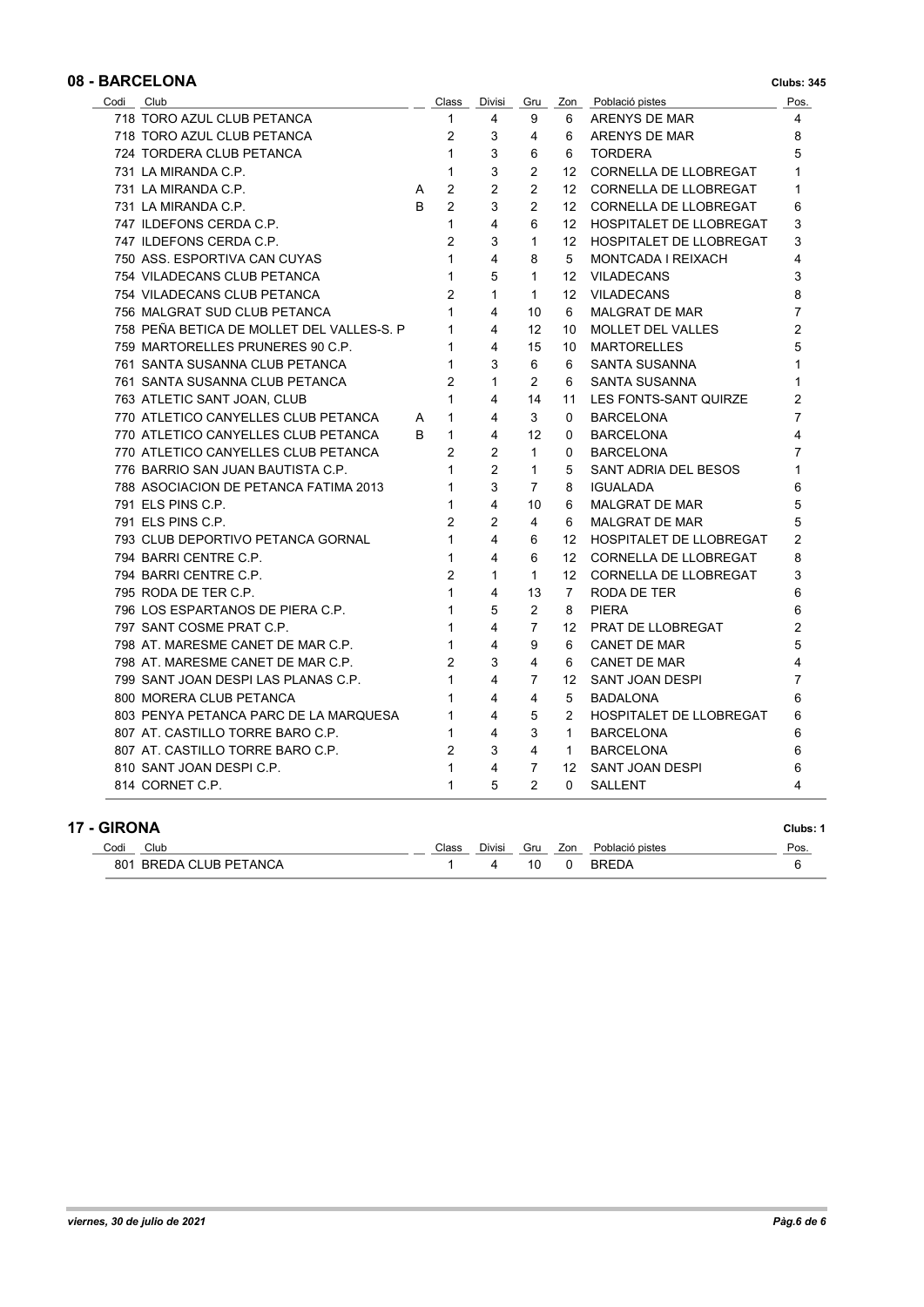## 08 - BARCELONA

**Clubs: 345**

| Codi | Club | | Class | Divisi | Gru | Zon | Població pistes | Pos. |
|---|---|---|---|---|---|---|---|---|
| 718 | TORO AZUL CLUB PETANCA | | 1 | 4 | 9 | 6 | ARENYS DE MAR | 4 |
| 718 | TORO AZUL CLUB PETANCA | | 2 | 3 | 4 | 6 | ARENYS DE MAR | 8 |
| 724 | TORDERA CLUB PETANCA | | 1 | 3 | 6 | 6 | TORDERA | 5 |
| 731 | LA MIRANDA C.P. | | 1 | 3 | 2 | 12 | CORNELLA DE LLOBREGAT | 1 |
| 731 | LA MIRANDA C.P. | A | 2 | 2 | 2 | 12 | CORNELLA DE LLOBREGAT | 1 |
| 731 | LA MIRANDA C.P. | B | 2 | 3 | 2 | 12 | CORNELLA DE LLOBREGAT | 6 |
| 747 | ILDEFONS CERDA C.P. | | 1 | 4 | 6 | 12 | HOSPITALET DE LLOBREGAT | 3 |
| 747 | ILDEFONS CERDA C.P. | | 2 | 3 | 1 | 12 | HOSPITALET DE LLOBREGAT | 3 |
| 750 | ASS. ESPORTIVA CAN CUYAS | | 1 | 4 | 8 | 5 | MONTCADA I REIXACH | 4 |
| 754 | VILADECANS CLUB PETANCA | | 1 | 5 | 1 | 12 | VILADECANS | 3 |
| 754 | VILADECANS CLUB PETANCA | | 2 | 1 | 1 | 12 | VILADECANS | 8 |
| 756 | MALGRAT SUD CLUB PETANCA | | 1 | 4 | 10 | 6 | MALGRAT DE MAR | 7 |
| 758 | PEÑA BETICA DE MOLLET DEL VALLES-S. P | | 1 | 4 | 12 | 10 | MOLLET DEL VALLES | 2 |
| 759 | MARTORELLES PRUNERES 90 C.P. | | 1 | 4 | 15 | 10 | MARTORELLES | 5 |
| 761 | SANTA SUSANNA CLUB PETANCA | | 1 | 3 | 6 | 6 | SANTA SUSANNA | 1 |
| 761 | SANTA SUSANNA CLUB PETANCA | | 2 | 1 | 2 | 6 | SANTA SUSANNA | 1 |
| 763 | ATLETIC SANT JOAN, CLUB | | 1 | 4 | 14 | 11 | LES FONTS-SANT QUIRZE | 2 |
| 770 | ATLETICO CANYELLES CLUB PETANCA | A | 1 | 4 | 3 | 0 | BARCELONA | 7 |
| 770 | ATLETICO CANYELLES CLUB PETANCA | B | 1 | 4 | 12 | 0 | BARCELONA | 4 |
| 770 | ATLETICO CANYELLES CLUB PETANCA | | 2 | 2 | 1 | 0 | BARCELONA | 7 |
| 776 | BARRIO SAN JUAN BAUTISTA C.P. | | 1 | 2 | 1 | 5 | SANT ADRIA DEL BESOS | 1 |
| 788 | ASOCIACION DE PETANCA FATIMA 2013 | | 1 | 3 | 7 | 8 | IGUALADA | 6 |
| 791 | ELS PINS C.P. | | 1 | 4 | 10 | 6 | MALGRAT DE MAR | 5 |
| 791 | ELS PINS C.P. | | 2 | 2 | 4 | 6 | MALGRAT DE MAR | 5 |
| 793 | CLUB DEPORTIVO PETANCA GORNAL | | 1 | 4 | 6 | 12 | HOSPITALET DE LLOBREGAT | 2 |
| 794 | BARRI CENTRE C.P. | | 1 | 4 | 6 | 12 | CORNELLA DE LLOBREGAT | 8 |
| 794 | BARRI CENTRE C.P. | | 2 | 1 | 1 | 12 | CORNELLA DE LLOBREGAT | 3 |
| 795 | RODA DE TER C.P. | | 1 | 4 | 13 | 7 | RODA DE TER | 6 |
| 796 | LOS ESPARTANOS DE PIERA C.P. | | 1 | 5 | 2 | 8 | PIERA | 6 |
| 797 | SANT COSME PRAT C.P. | | 1 | 4 | 7 | 12 | PRAT DE LLOBREGAT | 2 |
| 798 | AT. MARESME CANET DE MAR C.P. | | 1 | 4 | 9 | 6 | CANET DE MAR | 5 |
| 798 | AT. MARESME CANET DE MAR C.P. | | 2 | 3 | 4 | 6 | CANET DE MAR | 4 |
| 799 | SANT JOAN DESPI LAS PLANAS C.P. | | 1 | 4 | 7 | 12 | SANT JOAN DESPI | 7 |
| 800 | MORERA CLUB PETANCA | | 1 | 4 | 4 | 5 | BADALONA | 6 |
| 803 | PENYA PETANCA PARC DE LA MARQUESA | | 1 | 4 | 5 | 2 | HOSPITALET DE LLOBREGAT | 6 |
| 807 | AT. CASTILLO TORRE BARO C.P. | | 1 | 4 | 3 | 1 | BARCELONA | 6 |
| 807 | AT. CASTILLO TORRE BARO C.P. | | 2 | 3 | 4 | 1 | BARCELONA | 6 |
| 810 | SANT JOAN DESPI C.P. | | 1 | 4 | 7 | 12 | SANT JOAN DESPI | 6 |
| 814 | CORNET C.P. | | 1 | 5 | 2 | 0 | SALLENT | 4 |

## 17 - GIRONA

**Clubs: 1**

| Codi | Club | Class | Divisi | Gru | Zon | Població pistes | Pos. |
|---|---|---|---|---|---|---|---|
| 801 | BREDA CLUB PETANCA | 1 | 4 | 10 | 0 | BREDA | 6 |

*viernes, 30 de julio de 2021*